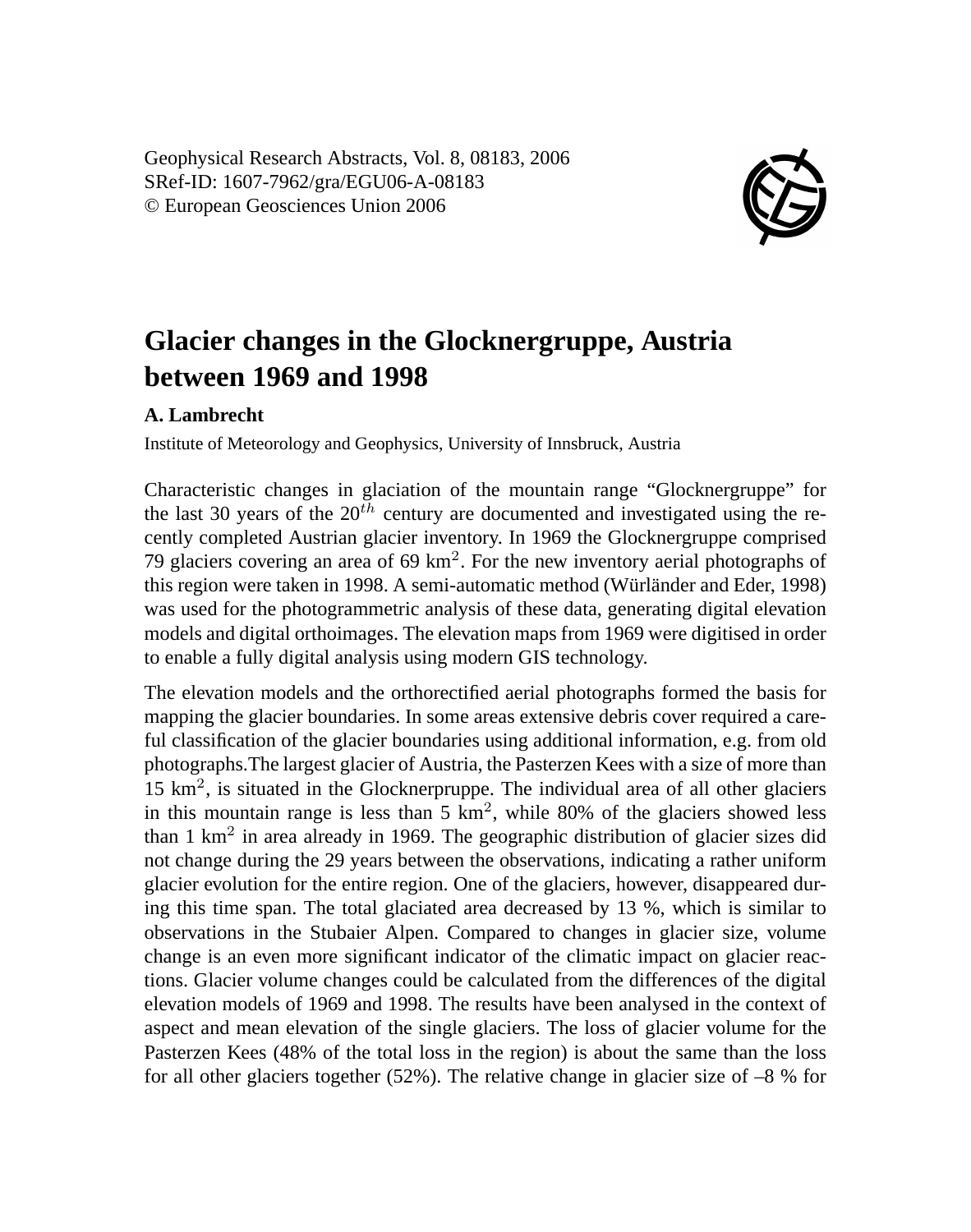Geophysical Research Abstracts, Vol. 8, 08183, 2006
SRef-ID: 1607-7962/gra/EGU06-A-08183
© European Geosciences Union 2006

# Glacier changes in the Glocknergruppe, Austria between 1969 and 1998

**A. Lambrecht**

Institute of Meteorology and Geophysics, University of Innsbruck, Austria

Characteristic changes in glaciation of the mountain range "Glocknergruppe" for the last 30 years of the $20^{th}$ century are documented and investigated using the recently completed Austrian glacier inventory. In 1969 the Glocknergruppe comprised 79 glaciers covering an area of 69 $km^2$. For the new inventory aerial photographs of this region were taken in 1998. A semi-automatic method (Würländer and Eder, 1998) was used for the photogrammetric analysis of these data, generating digital elevation models and digital orthoimages. The elevation maps from 1969 were digitised in order to enable a fully digital analysis using modern GIS technology.

The elevation models and the orthorectified aerial photographs formed the basis for mapping the glacier boundaries. In some areas extensive debris cover required a careful classification of the glacier boundaries using additional information, e.g. from old photographs.The largest glacier of Austria, the Pasterzen Kees with a size of more than 15 $km^2$, is situated in the Glocknerpruppe. The individual area of all other glaciers in this mountain range is less than 5 $km^2$, while 80% of the glaciers showed less than 1 $km^2$ in area already in 1969. The geographic distribution of glacier sizes did not change during the 29 years between the observations, indicating a rather uniform glacier evolution for the entire region. One of the glaciers, however, disappeared during this time span. The total glaciated area decreased by 13 %, which is similar to observations in the Stubaier Alpen. Compared to changes in glacier size, volume change is an even more significant indicator of the climatic impact on glacier reactions. Glacier volume changes could be calculated from the differences of the digital elevation models of 1969 and 1998. The results have been analysed in the context of aspect and mean elevation of the single glaciers. The loss of glacier volume for the Pasterzen Kees (48% of the total loss in the region) is about the same than the loss for all other glaciers together (52%). The relative change in glacier size of –8 % for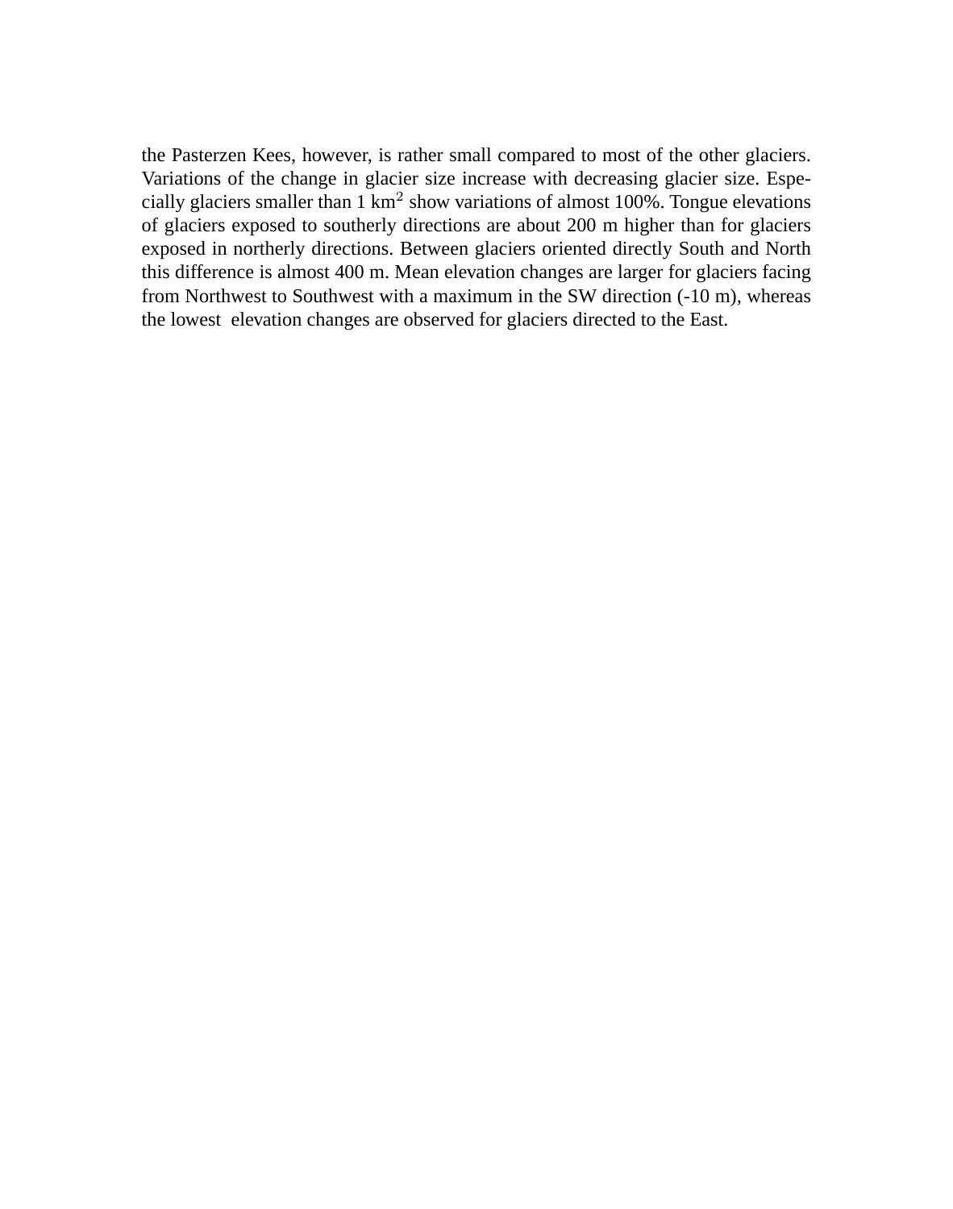the Pasterzen Kees, however, is rather small compared to most of the other glaciers. Variations of the change in glacier size increase with decreasing glacier size. Especially glaciers smaller than 1 $km^2$ show variations of almost 100%. Tongue elevations of glaciers exposed to southerly directions are about 200 m higher than for glaciers exposed in northerly directions. Between glaciers oriented directly South and North this difference is almost 400 m. Mean elevation changes are larger for glaciers facing from Northwest to Southwest with a maximum in the SW direction (-10 m), whereas the lowest elevation changes are observed for glaciers directed to the East.